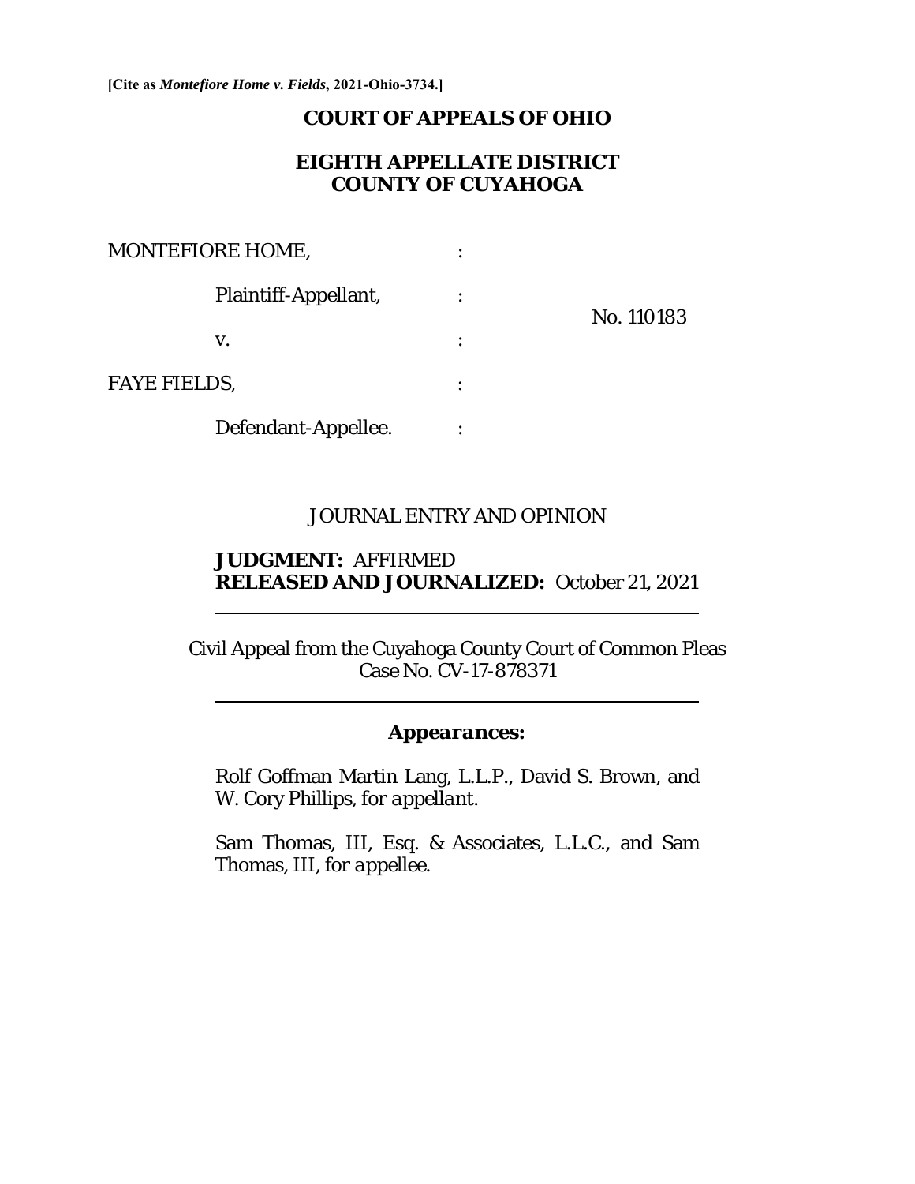[Cite as *Montefiore Home v. Fields*, 2021-Ohio-3734.]

# COURT OF APPEALS OF OHIO

## EIGHTH APPELLATE DISTRICT
## COUNTY OF CUYAHOGA

| | | |
|---|---|---|
| MONTEFIORE HOME, | : | |
| Plaintiff-Appellant, | : | No. 110183 |
| v. | : | |
| FAYE FIELDS, | : | |
| Defendant-Appellee. | : | |

---

JOURNAL ENTRY AND OPINION

**JUDGMENT:** AFFIRMED
**RELEASED AND JOURNALIZED:** October 21, 2021

---

Civil Appeal from the Cuyahoga County Court of Common Pleas
Case No. CV-17-878371

---

***Appearances:***

Rolf Goffman Martin Lang, L.L.P., David S. Brown, and W. Cory Phillips, *for appellant.*

Sam Thomas, III, Esq. & Associates, L.L.C., and Sam Thomas, III, *for appellee.*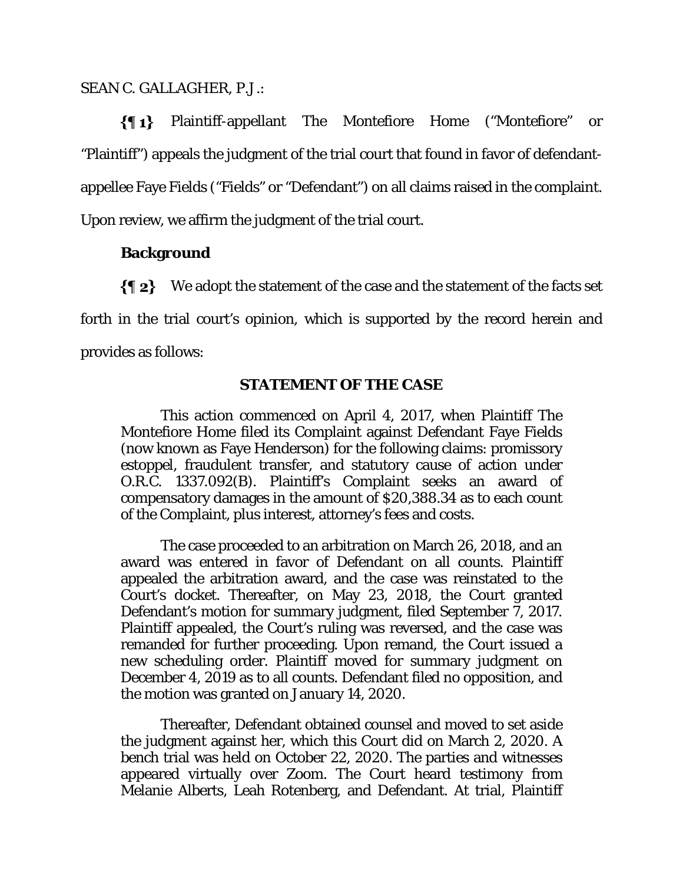SEAN C. GALLAGHER, P.J.:

**{¶ 1}** Plaintiff-appellant The Montefiore Home ("Montefiore" or "Plaintiff") appeals the judgment of the trial court that found in favor of defendant-appellee Faye Fields ("Fields" or "Defendant") on all claims raised in the complaint. Upon review, we affirm the judgment of the trial court.

### Background

**{¶ 2}** We adopt the statement of the case and the statement of the facts set forth in the trial court's opinion, which is supported by the record herein and provides as follows:

> **STATEMENT OF THE CASE**
>
> This action commenced on April 4, 2017, when Plaintiff The Montefiore Home filed its Complaint against Defendant Faye Fields (now known as Faye Henderson) for the following claims: promissory estoppel, fraudulent transfer, and statutory cause of action under O.R.C. 1337.092(B). Plaintiff's Complaint seeks an award of compensatory damages in the amount of $20,388.34 as to each count of the Complaint, plus interest, attorney's fees and costs.
>
> The case proceeded to an arbitration on March 26, 2018, and an award was entered in favor of Defendant on all counts. Plaintiff appealed the arbitration award, and the case was reinstated to the Court's docket. Thereafter, on May 23, 2018, the Court granted Defendant's motion for summary judgment, filed September 7, 2017. Plaintiff appealed, the Court's ruling was reversed, and the case was remanded for further proceeding. Upon remand, the Court issued a new scheduling order. Plaintiff moved for summary judgment on December 4, 2019 as to all counts. Defendant filed no opposition, and the motion was granted on January 14, 2020.
>
> Thereafter, Defendant obtained counsel and moved to set aside the judgment against her, which this Court did on March 2, 2020. A bench trial was held on October 22, 2020. The parties and witnesses appeared virtually over Zoom. The Court heard testimony from Melanie Alberts, Leah Rotenberg, and Defendant. At trial, Plaintiff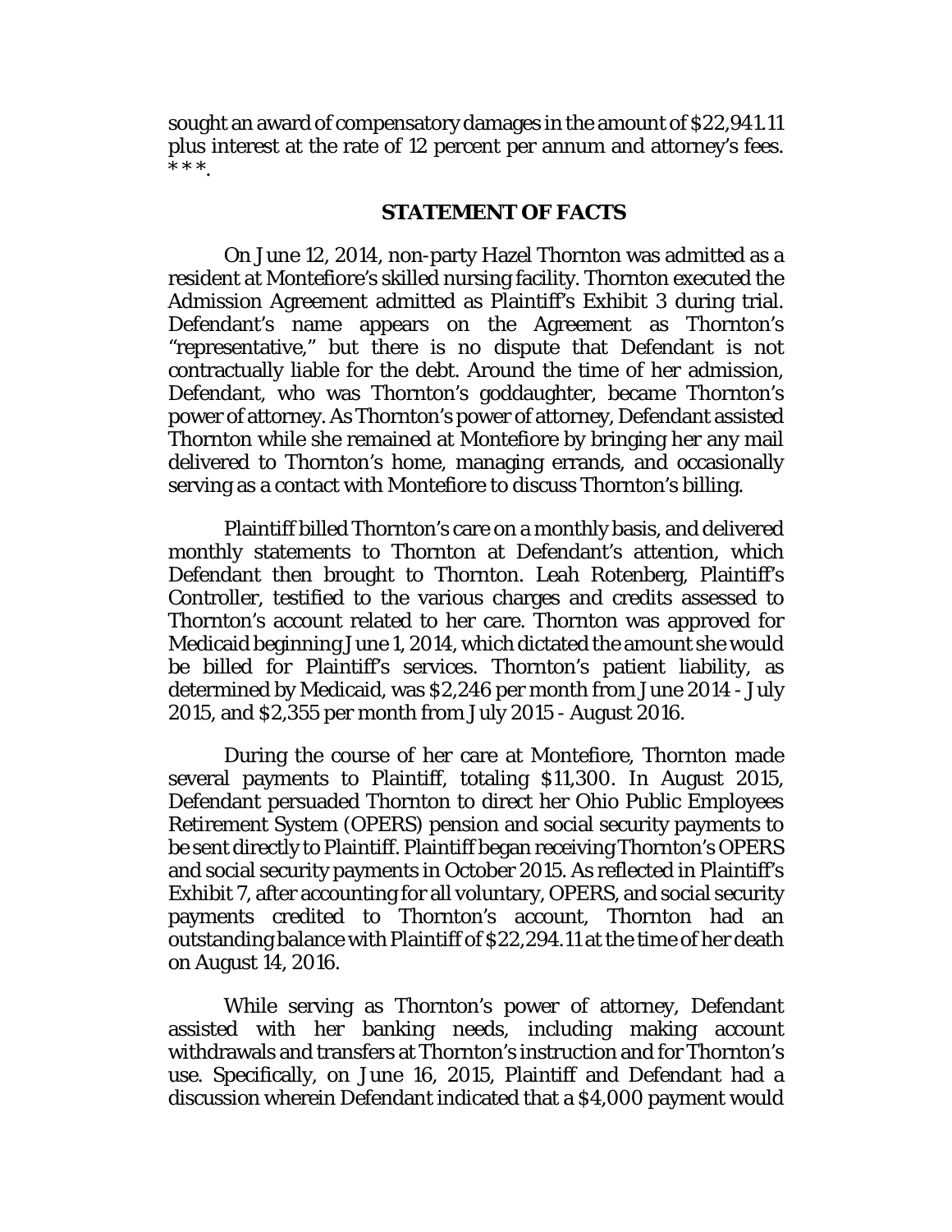sought an award of compensatory damages in the amount of $22,941.11 plus interest at the rate of 12 percent per annum and attorney's fees. * * *.

## STATEMENT OF FACTS

On June 12, 2014, non-party Hazel Thornton was admitted as a resident at Montefiore's skilled nursing facility. Thornton executed the Admission Agreement admitted as Plaintiff's Exhibit 3 during trial. Defendant's name appears on the Agreement as Thornton's "representative," but there is no dispute that Defendant is not contractually liable for the debt. Around the time of her admission, Defendant, who was Thornton's goddaughter, became Thornton's power of attorney. As Thornton's power of attorney, Defendant assisted Thornton while she remained at Montefiore by bringing her any mail delivered to Thornton's home, managing errands, and occasionally serving as a contact with Montefiore to discuss Thornton's billing.

Plaintiff billed Thornton's care on a monthly basis, and delivered monthly statements to Thornton at Defendant's attention, which Defendant then brought to Thornton. Leah Rotenberg, Plaintiff's Controller, testified to the various charges and credits assessed to Thornton's account related to her care. Thornton was approved for Medicaid beginning June 1, 2014, which dictated the amount she would be billed for Plaintiff's services. Thornton's patient liability, as determined by Medicaid, was $2,246 per month from June 2014 - July 2015, and $2,355 per month from July 2015 - August 2016.

During the course of her care at Montefiore, Thornton made several payments to Plaintiff, totaling $11,300. In August 2015, Defendant persuaded Thornton to direct her Ohio Public Employees Retirement System (OPERS) pension and social security payments to be sent directly to Plaintiff. Plaintiff began receiving Thornton's OPERS and social security payments in October 2015. As reflected in Plaintiff's Exhibit 7, after accounting for all voluntary, OPERS, and social security payments credited to Thornton's account, Thornton had an outstanding balance with Plaintiff of $22,294.11 at the time of her death on August 14, 2016.

While serving as Thornton's power of attorney, Defendant assisted with her banking needs, including making account withdrawals and transfers at Thornton's instruction and for Thornton's use. Specifically, on June 16, 2015, Plaintiff and Defendant had a discussion wherein Defendant indicated that a $4,000 payment would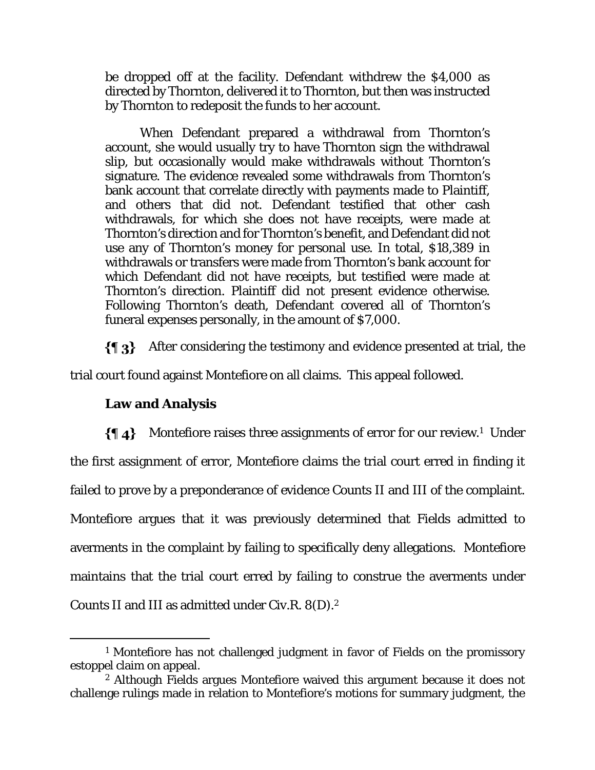be dropped off at the facility. Defendant withdrew the $4,000 as directed by Thornton, delivered it to Thornton, but then was instructed by Thornton to redeposit the funds to her account.

> When Defendant prepared a withdrawal from Thornton's account, she would usually try to have Thornton sign the withdrawal slip, but occasionally would make withdrawals without Thornton's signature. The evidence revealed some withdrawals from Thornton's bank account that correlate directly with payments made to Plaintiff, and others that did not. Defendant testified that other cash withdrawals, for which she does not have receipts, were made at Thornton's direction and for Thornton's benefit, and Defendant did not use any of Thornton's money for personal use. In total, $18,389 in withdrawals or transfers were made from Thornton's bank account for which Defendant did not have receipts, but testified were made at Thornton's direction. Plaintiff did not present evidence otherwise. Following Thornton's death, Defendant covered all of Thornton's funeral expenses personally, in the amount of $7,000.

**{¶ 3}** After considering the testimony and evidence presented at trial, the trial court found against Montefiore on all claims. This appeal followed.

**Law and Analysis**

**{¶ 4}** Montefiore raises three assignments of error for our review.[1] Under the first assignment of error, Montefiore claims the trial court erred in finding it failed to prove by a preponderance of evidence Counts II and III of the complaint. Montefiore argues that it was previously determined that Fields admitted to averments in the complaint by failing to specifically deny allegations. Montefiore maintains that the trial court erred by failing to construe the averments under Counts II and III as admitted under Civ.R. 8(D).[2]

---

[1] Montefiore has not challenged judgment in favor of Fields on the promissory estoppel claim on appeal.

[2] Although Fields argues Montefiore waived this argument because it does not challenge rulings made in relation to Montefiore's motions for summary judgment, the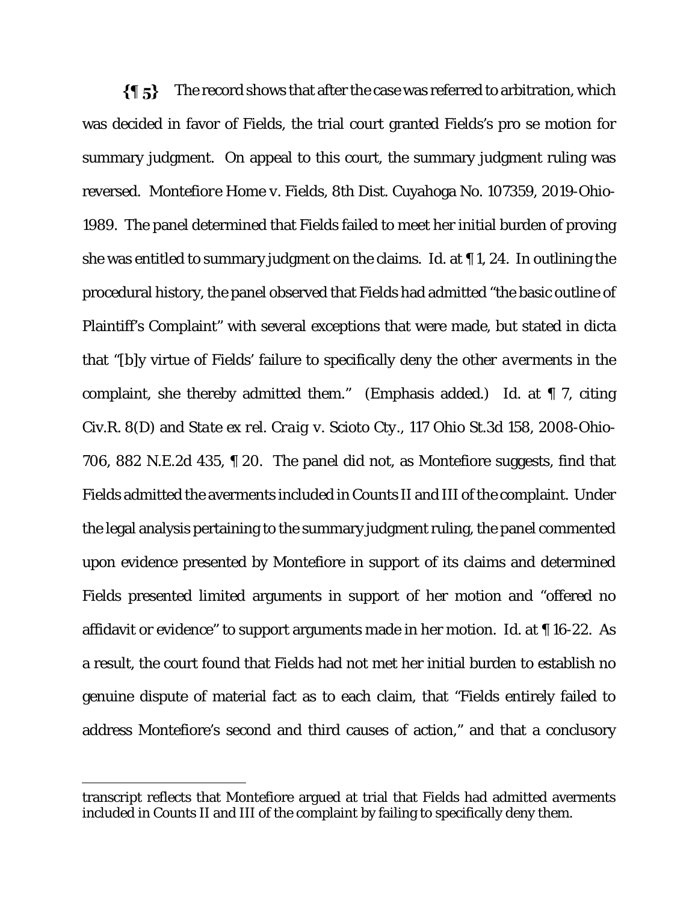**{¶ 5}** The record shows that after the case was referred to arbitration, which was decided in favor of Fields, the trial court granted Fields's pro se motion for summary judgment. On appeal to this court, the summary judgment ruling was reversed. *Montefiore Home v. Fields*, 8th Dist. Cuyahoga No. 107359, 2019-Ohio-1989. The panel determined that Fields failed to meet her initial burden of proving she was entitled to summary judgment on the claims. *Id.* at ¶ 1, 24. In outlining the procedural history, the panel observed that Fields had admitted "the basic outline of Plaintiff's Complaint" with several exceptions that were made, but stated in dicta that "[b]y virtue of Fields' failure to specifically deny the *other averments* in the complaint, she thereby admitted them." (Emphasis added.) *Id.* at ¶ 7, citing Civ.R. 8(D) and *State ex rel. Craig v. Scioto Cty.*, 117 Ohio St.3d 158, 2008-Ohio-706, 882 N.E.2d 435, ¶ 20. The panel did not, as Montefiore suggests, find that Fields admitted the averments included in Counts II and III of the complaint. Under the legal analysis pertaining to the summary judgment ruling, the panel commented upon evidence presented by Montefiore in support of its claims and determined Fields presented limited arguments in support of her motion and "offered no affidavit or evidence" to support arguments made in her motion. *Id.* at ¶ 16-22. As a result, the court found that Fields had not met her initial burden to establish no genuine dispute of material fact as to each claim, that "Fields entirely failed to address Montefiore's second and third causes of action," and that a conclusory

---

transcript reflects that Montefiore argued at trial that Fields had admitted averments included in Counts II and III of the complaint by failing to specifically deny them.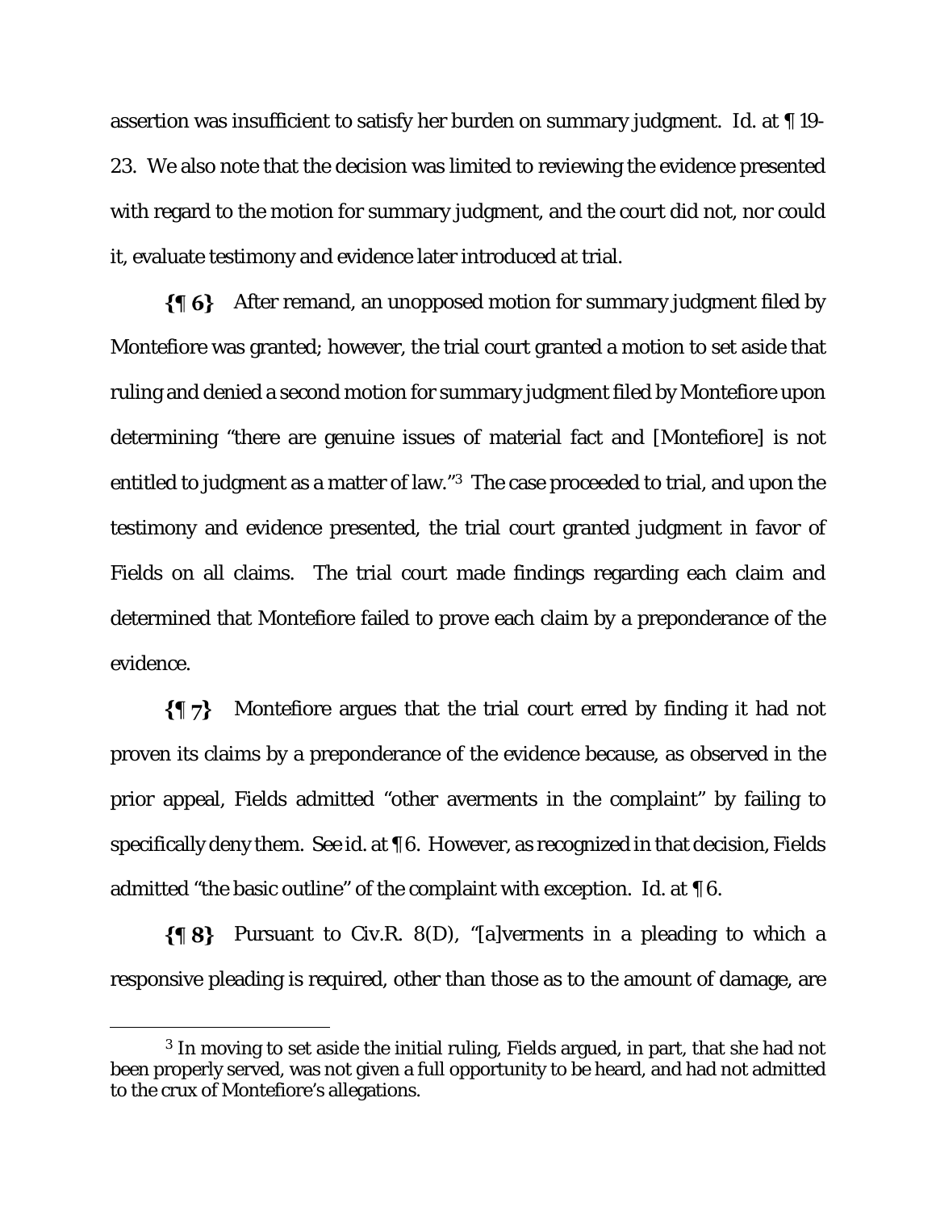assertion was insufficient to satisfy her burden on summary judgment. Id. at ¶ 19-23. We also note that the decision was limited to reviewing the evidence presented with regard to the motion for summary judgment, and the court did not, nor could it, evaluate testimony and evidence later introduced at trial.

**{¶ 6}** After remand, an unopposed motion for summary judgment filed by Montefiore was granted; however, the trial court granted a motion to set aside that ruling and denied a second motion for summary judgment filed by Montefiore upon determining "there are genuine issues of material fact and [Montefiore] is not entitled to judgment as a matter of law."[3] The case proceeded to trial, and upon the testimony and evidence presented, the trial court granted judgment in favor of Fields on all claims. The trial court made findings regarding each claim and determined that Montefiore failed to prove each claim by a preponderance of the evidence.

**{¶ 7}** Montefiore argues that the trial court erred by finding it had not proven its claims by a preponderance of the evidence because, as observed in the prior appeal, Fields admitted "other averments in the complaint" by failing to specifically deny them. *See id.* at ¶ 6. However, as recognized in that decision, Fields admitted "the basic outline" of the complaint with exception. *Id.* at ¶ 6.

**{¶ 8}** Pursuant to Civ.R. 8(D), "[a]verments in a pleading to which a responsive pleading is required, other than those as to the amount of damage, are

---

[3] In moving to set aside the initial ruling, Fields argued, in part, that she had not been properly served, was not given a full opportunity to be heard, and had not admitted to the crux of Montefiore's allegations.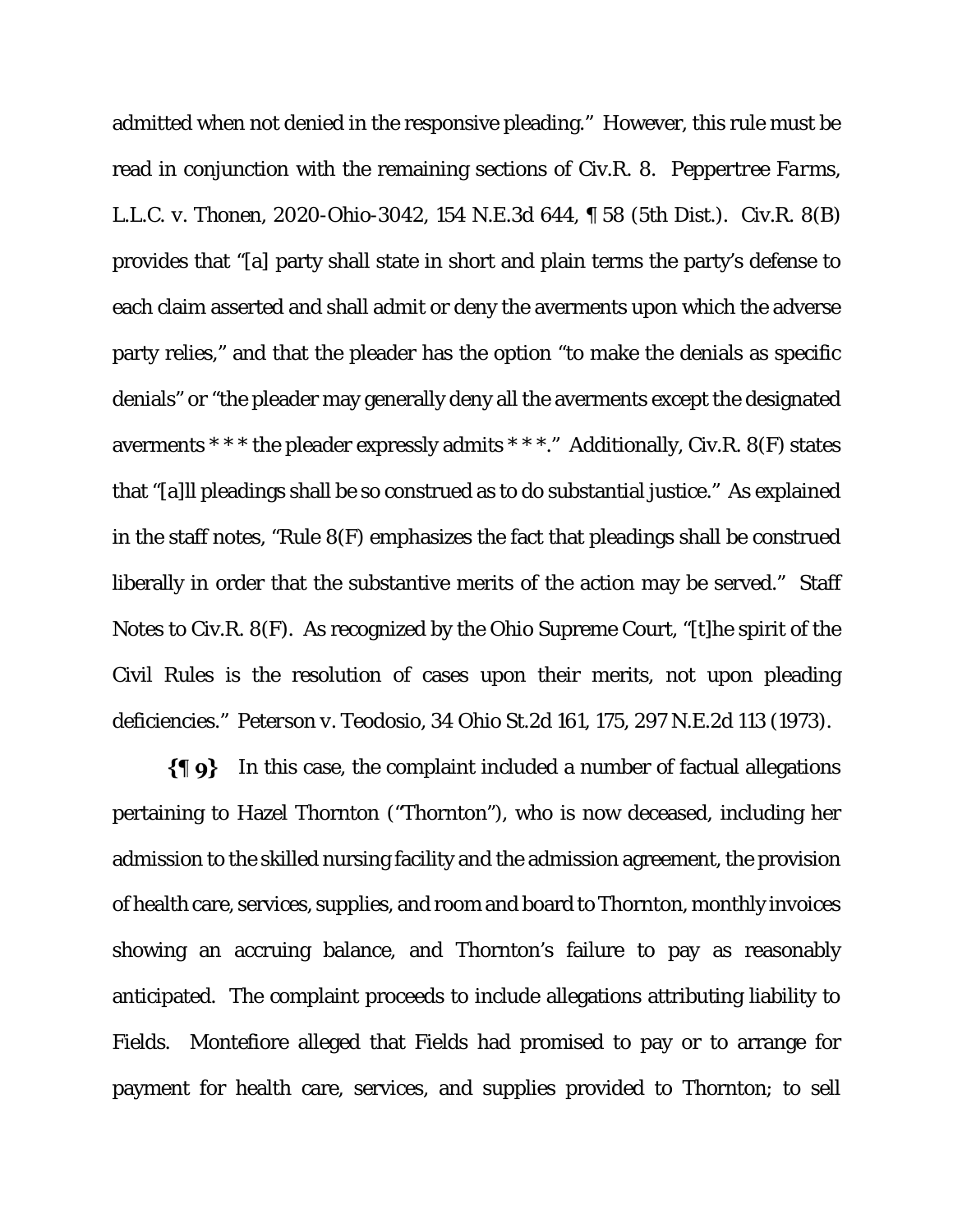admitted when not denied in the responsive pleading." However, this rule must be read in conjunction with the remaining sections of Civ.R. 8. *Peppertree Farms, L.L.C. v. Thonen*, 2020-Ohio-3042, 154 N.E.3d 644, ¶ 58 (5th Dist.). Civ.R. 8(B) provides that "[a] party shall state in short and plain terms the party's defense to each claim asserted and shall admit or deny the averments upon which the adverse party relies," and that the pleader has the option "to make the denials as specific denials" or "the pleader may generally deny all the averments except the designated averments * * * the pleader expressly admits * * *." Additionally, Civ.R. 8(F) states that "[a]ll pleadings shall be so construed as to do substantial justice." As explained in the staff notes, "Rule 8(F) emphasizes the fact that pleadings shall be construed liberally in order that the substantive merits of the action may be served." Staff Notes to Civ.R. 8(F). As recognized by the Ohio Supreme Court, "[t]he spirit of the Civil Rules is the resolution of cases upon their merits, not upon pleading deficiencies." *Peterson v. Teodosio*, 34 Ohio St.2d 161, 175, 297 N.E.2d 113 (1973).

**{¶ 9}** In this case, the complaint included a number of factual allegations pertaining to Hazel Thornton ("Thornton"), who is now deceased, including her admission to the skilled nursing facility and the admission agreement, the provision of health care, services, supplies, and room and board to Thornton, monthly invoices showing an accruing balance, and Thornton's failure to pay as reasonably anticipated. The complaint proceeds to include allegations attributing liability to Fields. Montefiore alleged that Fields had promised to pay or to arrange for payment for health care, services, and supplies provided to Thornton; to sell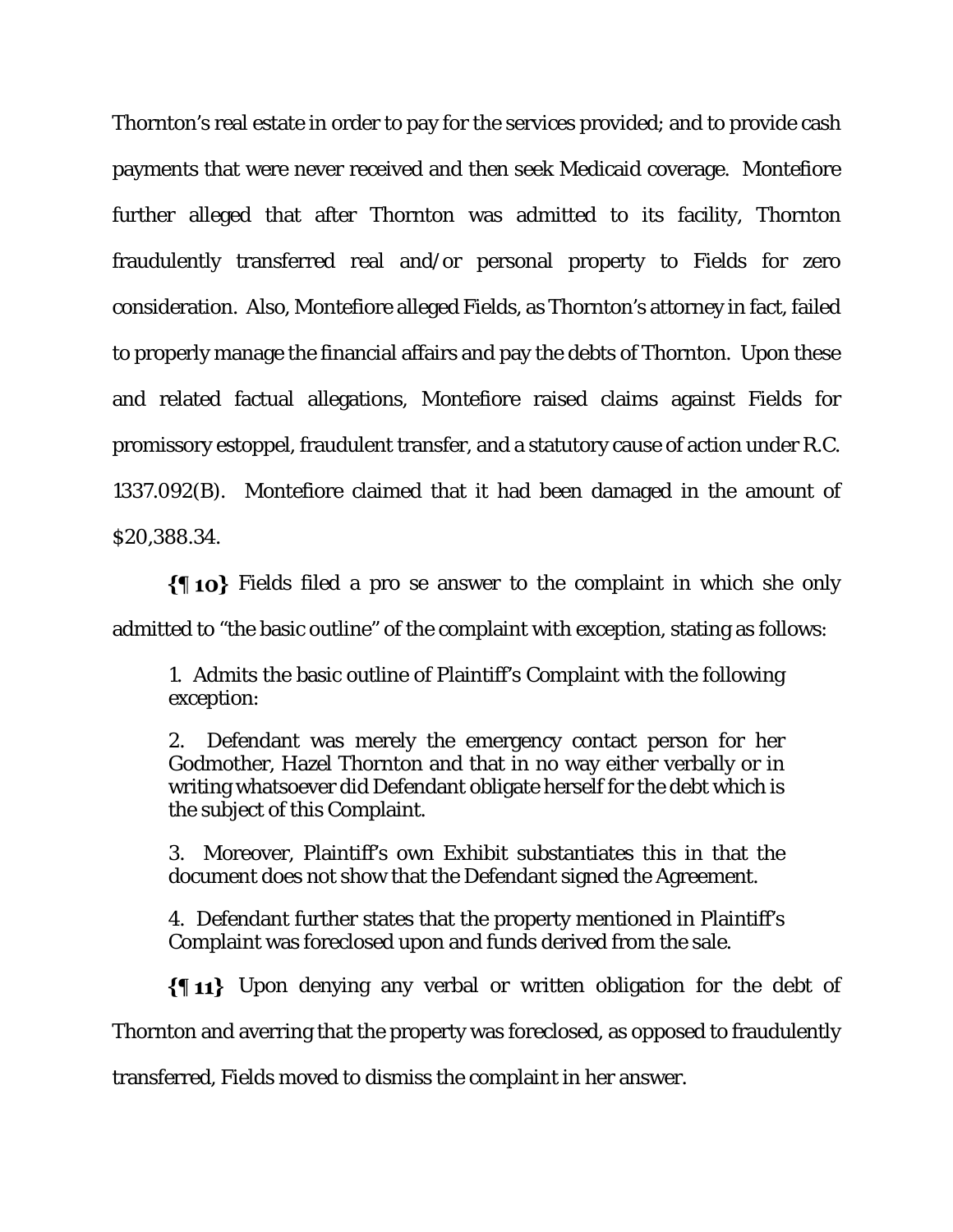Thornton's real estate in order to pay for the services provided; and to provide cash payments that were never received and then seek Medicaid coverage. Montefiore further alleged that after Thornton was admitted to its facility, Thornton fraudulently transferred real and/or personal property to Fields for zero consideration. Also, Montefiore alleged Fields, as Thornton's attorney in fact, failed to properly manage the financial affairs and pay the debts of Thornton. Upon these and related factual allegations, Montefiore raised claims against Fields for promissory estoppel, fraudulent transfer, and a statutory cause of action under R.C. 1337.092(B). Montefiore claimed that it had been damaged in the amount of $20,388.34.

**{¶ 10}** Fields filed a pro se answer to the complaint in which she only admitted to "the basic outline" of the complaint with exception, stating as follows:

> 1. Admits the basic outline of Plaintiff's Complaint with the following exception:
>
> 2. Defendant was merely the emergency contact person for her Godmother, Hazel Thornton and that in no way either verbally or in writing whatsoever did Defendant obligate herself for the debt which is the subject of this Complaint.
>
> 3. Moreover, Plaintiff's own Exhibit substantiates this in that the document does not show that the Defendant signed the Agreement.
>
> 4. Defendant further states that the property mentioned in Plaintiff's Complaint was foreclosed upon and funds derived from the sale.

**{¶ 11}** Upon denying any verbal or written obligation for the debt of Thornton and averring that the property was foreclosed, as opposed to fraudulently transferred, Fields moved to dismiss the complaint in her answer.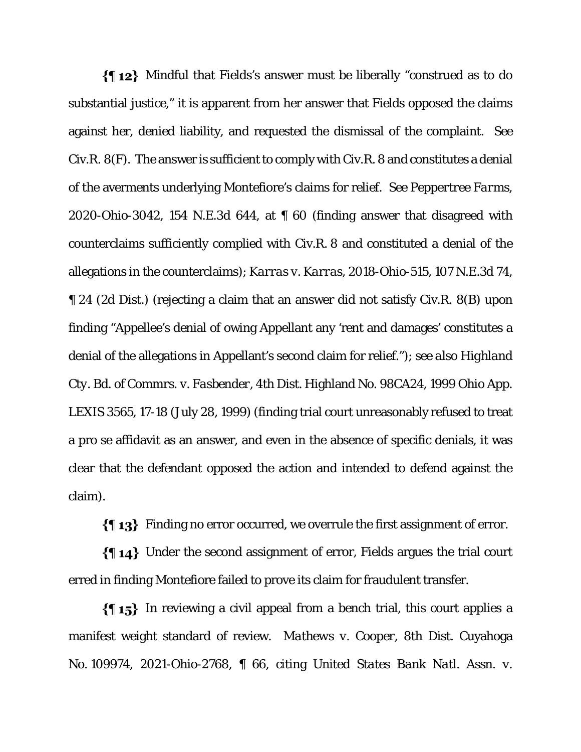**{¶ 12}** Mindful that Fields's answer must be liberally "construed as to do substantial justice," it is apparent from her answer that Fields opposed the claims against her, denied liability, and requested the dismissal of the complaint. See Civ.R. 8(F). The answer is sufficient to comply with Civ.R. 8 and constitutes a denial of the averments underlying Montefiore's claims for relief. See *Peppertree Farms*, 2020-Ohio-3042, 154 N.E.3d 644, at ¶ 60 (finding answer that disagreed with counterclaims sufficiently complied with Civ.R. 8 and constituted a denial of the allegations in the counterclaims); *Karras v. Karras*, 2018-Ohio-515, 107 N.E.3d 74, ¶ 24 (2d Dist.) (rejecting a claim that an answer did not satisfy Civ.R. 8(B) upon finding "Appellee's denial of owing Appellant any 'rent and damages' constitutes a denial of the allegations in Appellant's second claim for relief."); *see also Highland Cty. Bd. of Commrs. v. Fasbender*, 4th Dist. Highland No. 98CA24, 1999 Ohio App. LEXIS 3565, 17-18 (July 28, 1999) (finding trial court unreasonably refused to treat a pro se affidavit as an answer, and even in the absence of specific denials, it was clear that the defendant opposed the action and intended to defend against the claim).

**{¶ 13}** Finding no error occurred, we overrule the first assignment of error.

**{¶ 14}** Under the second assignment of error, Fields argues the trial court erred in finding Montefiore failed to prove its claim for fraudulent transfer.

**{¶ 15}** In reviewing a civil appeal from a bench trial, this court applies a manifest weight standard of review. *Mathews v. Cooper*, 8th Dist. Cuyahoga No. 109974, 2021-Ohio-2768, ¶ 66, citing *United States Bank Natl. Assn. v.*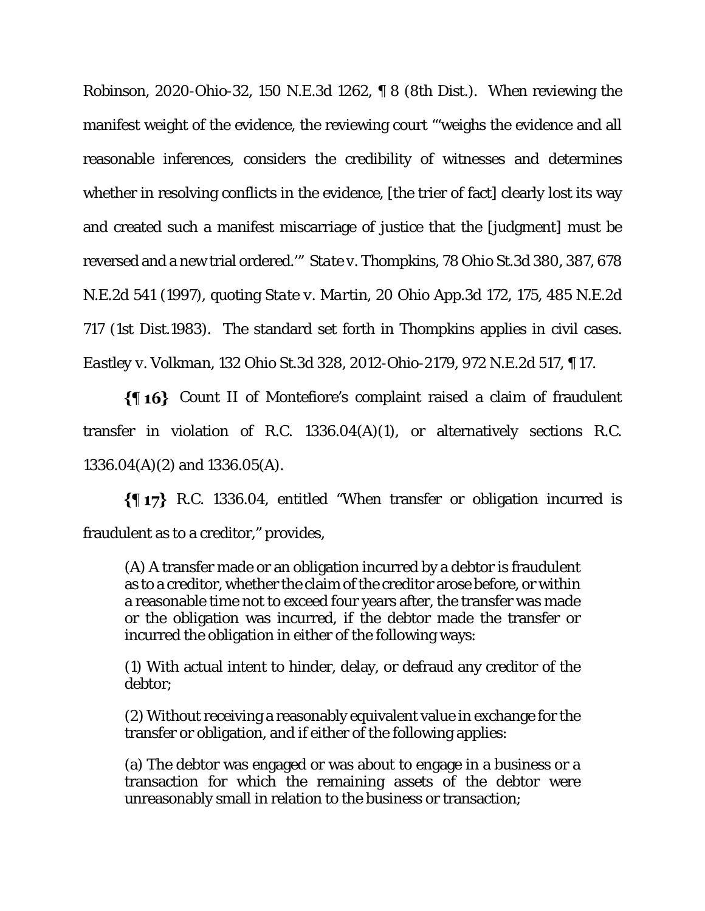Robinson, 2020-Ohio-32, 150 N.E.3d 1262, ¶ 8 (8th Dist.). When reviewing the manifest weight of the evidence, the reviewing court "'weighs the evidence and all reasonable inferences, considers the credibility of witnesses and determines whether in resolving conflicts in the evidence, [the trier of fact] clearly lost its way and created such a manifest miscarriage of justice that the [judgment] must be reversed and a new trial ordered.'" *State v. Thompkins*, 78 Ohio St.3d 380, 387, 678 N.E.2d 541 (1997), quoting *State v. Martin*, 20 Ohio App.3d 172, 175, 485 N.E.2d 717 (1st Dist.1983). The standard set forth in Thompkins applies in civil cases. *Eastley v. Volkman*, 132 Ohio St.3d 328, 2012-Ohio-2179, 972 N.E.2d 517, ¶ 17.

**{¶ 16}** Count II of Montefiore's complaint raised a claim of fraudulent transfer in violation of R.C. 1336.04(A)(1), or alternatively sections R.C. 1336.04(A)(2) and 1336.05(A).

**{¶ 17}** R.C. 1336.04, entitled "When transfer or obligation incurred is fraudulent as to a creditor," provides,

> (A) A transfer made or an obligation incurred by a debtor is fraudulent as to a creditor, whether the claim of the creditor arose before, or within a reasonable time not to exceed four years after, the transfer was made or the obligation was incurred, if the debtor made the transfer or incurred the obligation in either of the following ways:
>
> (1) With actual intent to hinder, delay, or defraud any creditor of the debtor;
>
> (2) Without receiving a reasonably equivalent value in exchange for the transfer or obligation, and if either of the following applies:
>
> (a) The debtor was engaged or was about to engage in a business or a transaction for which the remaining assets of the debtor were unreasonably small in relation to the business or transaction;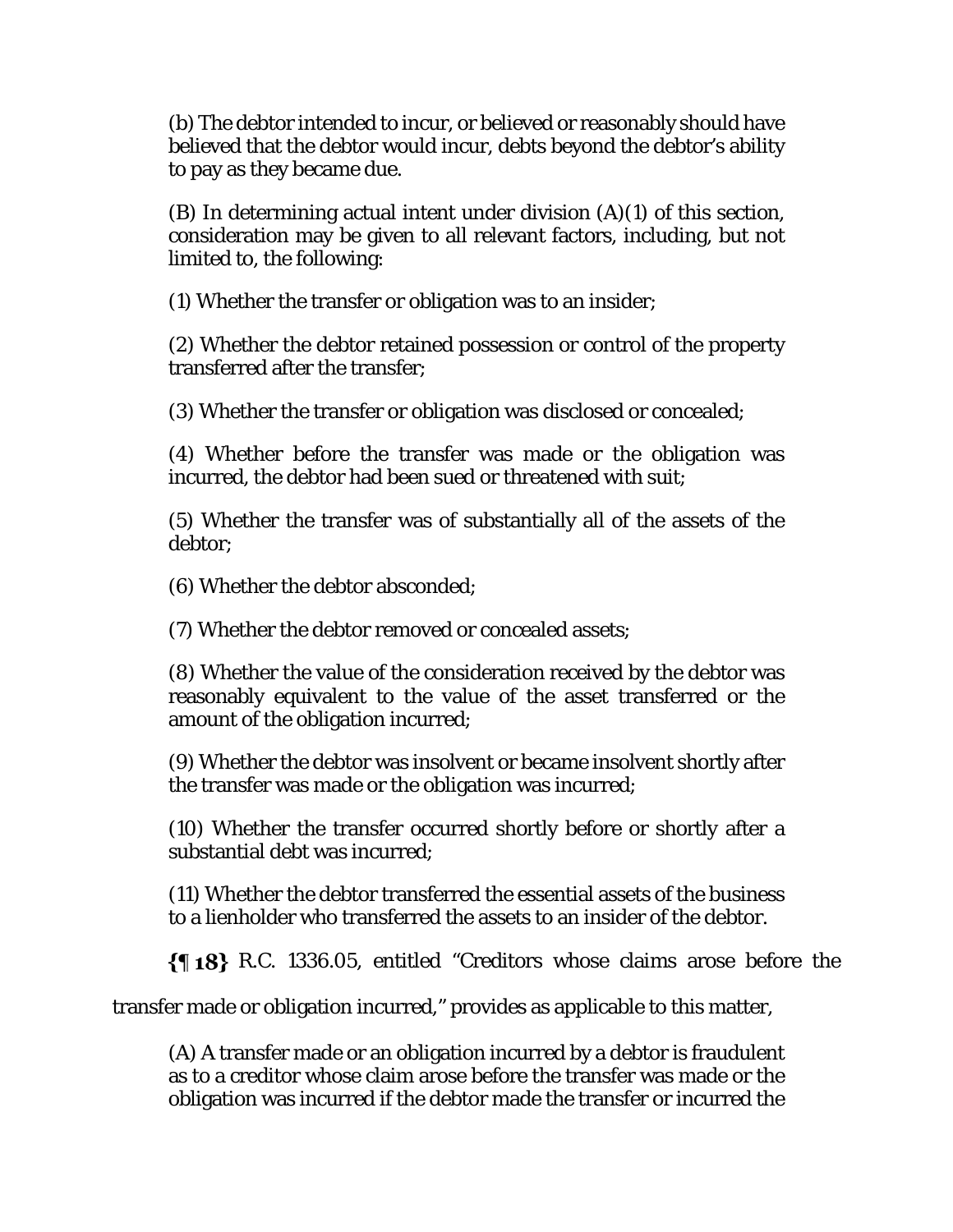(b) The debtor intended to incur, or believed or reasonably should have believed that the debtor would incur, debts beyond the debtor's ability to pay as they became due.

(B) In determining actual intent under division (A)(1) of this section, consideration may be given to all relevant factors, including, but not limited to, the following:

(1) Whether the transfer or obligation was to an insider;

(2) Whether the debtor retained possession or control of the property transferred after the transfer;

(3) Whether the transfer or obligation was disclosed or concealed;

(4) Whether before the transfer was made or the obligation was incurred, the debtor had been sued or threatened with suit;

(5) Whether the transfer was of substantially all of the assets of the debtor;

(6) Whether the debtor absconded;

(7) Whether the debtor removed or concealed assets;

(8) Whether the value of the consideration received by the debtor was reasonably equivalent to the value of the asset transferred or the amount of the obligation incurred;

(9) Whether the debtor was insolvent or became insolvent shortly after the transfer was made or the obligation was incurred;

(10) Whether the transfer occurred shortly before or shortly after a substantial debt was incurred;

(11) Whether the debtor transferred the essential assets of the business to a lienholder who transferred the assets to an insider of the debtor.

**{¶ 18}** R.C. 1336.05, entitled "Creditors whose claims arose before the transfer made or obligation incurred," provides as applicable to this matter,

(A) A transfer made or an obligation incurred by a debtor is fraudulent as to a creditor whose claim arose before the transfer was made or the obligation was incurred if the debtor made the transfer or incurred the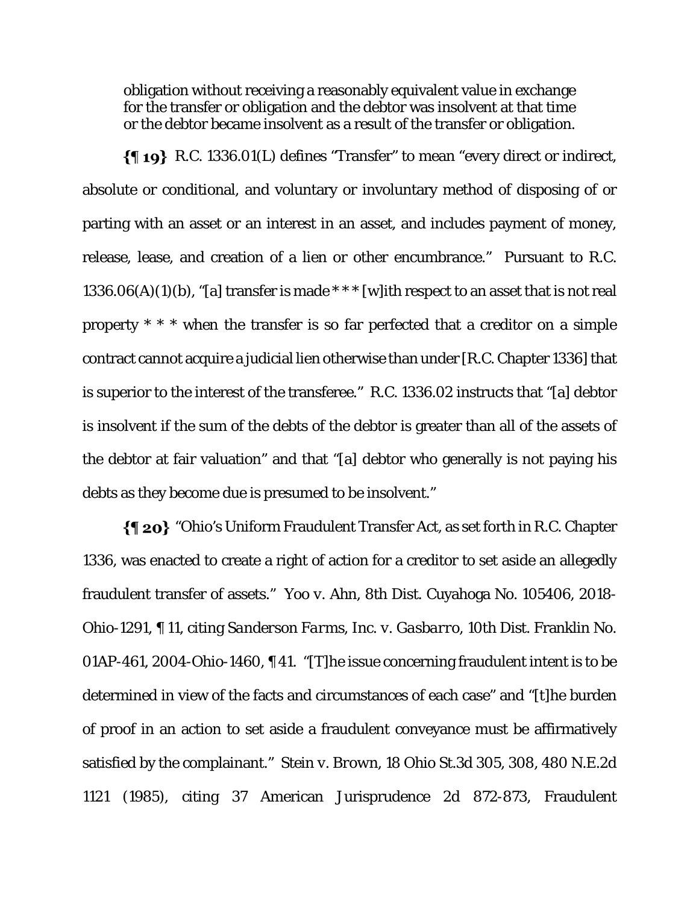obligation without receiving a reasonably equivalent value in exchange for the transfer or obligation and the debtor was insolvent at that time or the debtor became insolvent as a result of the transfer or obligation.

**{¶ 19}** R.C. 1336.01(L) defines "Transfer" to mean "every direct or indirect, absolute or conditional, and voluntary or involuntary method of disposing of or parting with an asset or an interest in an asset, and includes payment of money, release, lease, and creation of a lien or other encumbrance." Pursuant to R.C. 1336.06(A)(1)(b), "[a] transfer is made * * * [w]ith respect to an asset that is not real property * * * when the transfer is so far perfected that a creditor on a simple contract cannot acquire a judicial lien otherwise than under [R.C. Chapter 1336] that is superior to the interest of the transferee." R.C. 1336.02 instructs that "[a] debtor is insolvent if the sum of the debts of the debtor is greater than all of the assets of the debtor at fair valuation" and that "[a] debtor who generally is not paying his debts as they become due is presumed to be insolvent."

**{¶ 20}** "Ohio's Uniform Fraudulent Transfer Act, as set forth in R.C. Chapter 1336, was enacted to create a right of action for a creditor to set aside an allegedly fraudulent transfer of assets." *Yoo v. Ahn*, 8th Dist. Cuyahoga No. 105406, 2018-Ohio-1291, ¶ 11, citing *Sanderson Farms, Inc. v. Gasbarro*, 10th Dist. Franklin No. 01AP-461, 2004-Ohio-1460, ¶ 41. "[T]he issue concerning fraudulent intent is to be determined in view of the facts and circumstances of each case" and "[t]he burden of proof in an action to set aside a fraudulent conveyance must be affirmatively satisfied by the complainant." *Stein v. Brown*, 18 Ohio St.3d 305, 308, 480 N.E.2d 1121 (1985), citing 37 American Jurisprudence 2d 872-873, Fraudulent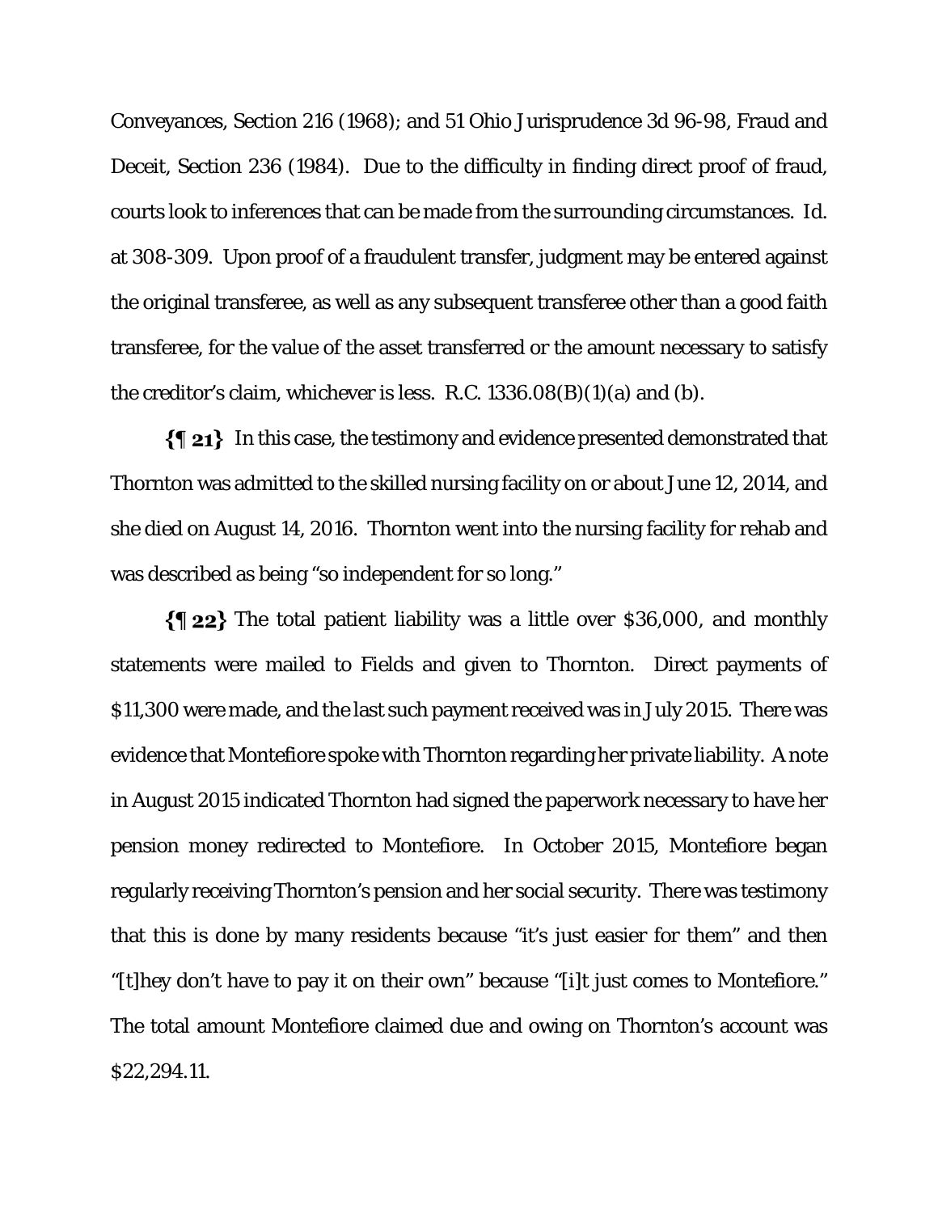Conveyances, Section 216 (1968); and 51 Ohio Jurisprudence 3d 96-98, Fraud and Deceit, Section 236 (1984). Due to the difficulty in finding direct proof of fraud, courts look to inferences that can be made from the surrounding circumstances. Id. at 308-309. Upon proof of a fraudulent transfer, judgment may be entered against the original transferee, as well as any subsequent transferee other than a good faith transferee, for the value of the asset transferred or the amount necessary to satisfy the creditor's claim, whichever is less. R.C. 1336.08(B)(1)(a) and (b).

**{¶ 21}** In this case, the testimony and evidence presented demonstrated that Thornton was admitted to the skilled nursing facility on or about June 12, 2014, and she died on August 14, 2016. Thornton went into the nursing facility for rehab and was described as being "so independent for so long."

**{¶ 22}** The total patient liability was a little over $36,000, and monthly statements were mailed to Fields and given to Thornton. Direct payments of $11,300 were made, and the last such payment received was in July 2015. There was evidence that Montefiore spoke with Thornton regarding her private liability. A note in August 2015 indicated Thornton had signed the paperwork necessary to have her pension money redirected to Montefiore. In October 2015, Montefiore began regularly receiving Thornton's pension and her social security. There was testimony that this is done by many residents because "it's just easier for them" and then "[t]hey don't have to pay it on their own" because "[i]t just comes to Montefiore." The total amount Montefiore claimed due and owing on Thornton's account was $22,294.11.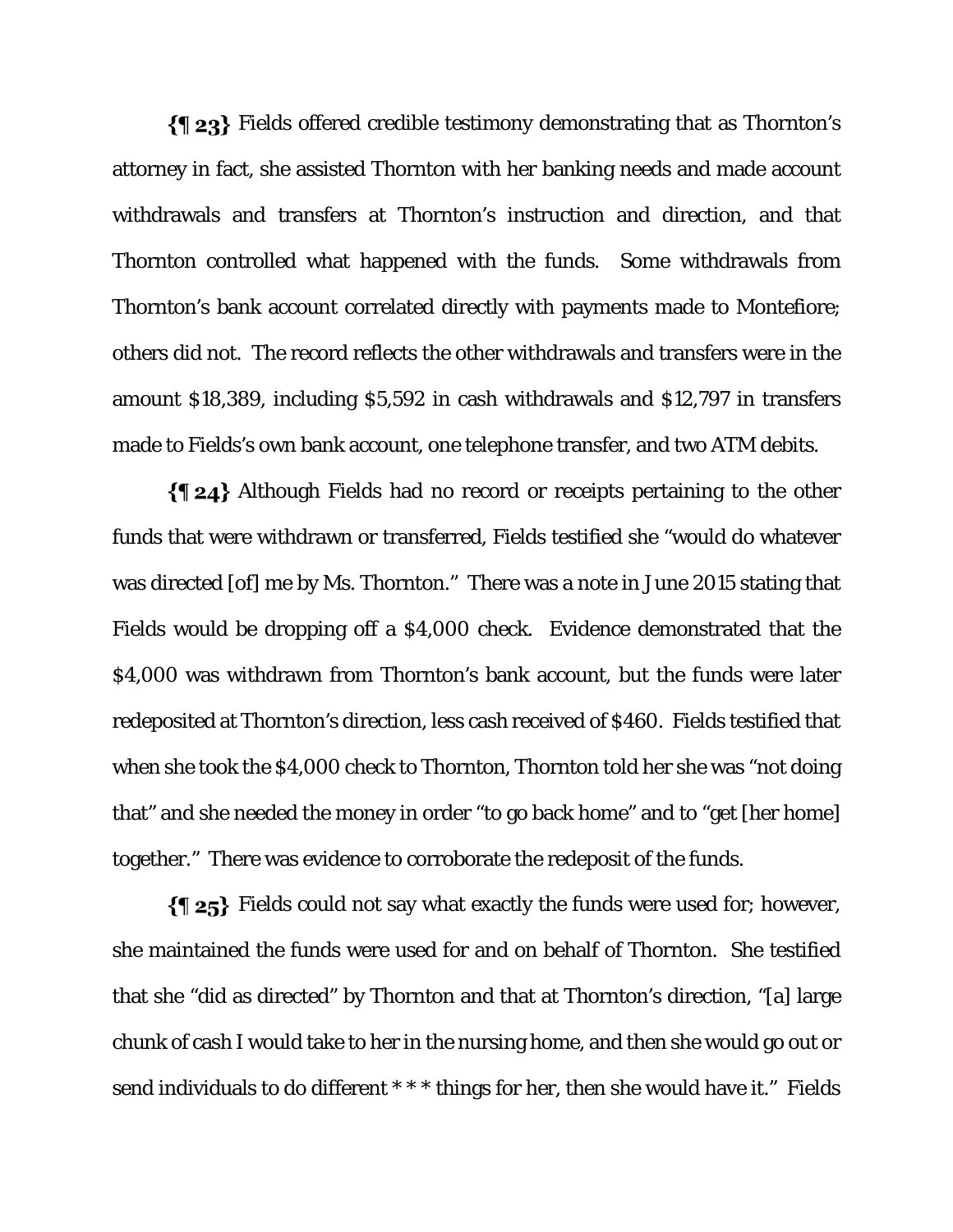**{¶ 23}** Fields offered credible testimony demonstrating that as Thornton's attorney in fact, she assisted Thornton with her banking needs and made account withdrawals and transfers at Thornton's instruction and direction, and that Thornton controlled what happened with the funds. Some withdrawals from Thornton's bank account correlated directly with payments made to Montefiore; others did not. The record reflects the other withdrawals and transfers were in the amount $18,389, including $5,592 in cash withdrawals and $12,797 in transfers made to Fields's own bank account, one telephone transfer, and two ATM debits.

**{¶ 24}** Although Fields had no record or receipts pertaining to the other funds that were withdrawn or transferred, Fields testified she "would do whatever was directed [of] me by Ms. Thornton." There was a note in June 2015 stating that Fields would be dropping off a $4,000 check. Evidence demonstrated that the $4,000 was withdrawn from Thornton's bank account, but the funds were later redeposited at Thornton's direction, less cash received of $460. Fields testified that when she took the $4,000 check to Thornton, Thornton told her she was "not doing that" and she needed the money in order "to go back home" and to "get [her home] together." There was evidence to corroborate the redeposit of the funds.

**{¶ 25}** Fields could not say what exactly the funds were used for; however, she maintained the funds were used for and on behalf of Thornton. She testified that she "did as directed" by Thornton and that at Thornton's direction, "[a] large chunk of cash I would take to her in the nursing home, and then she would go out or send individuals to do different * * * things for her, then she would have it." Fields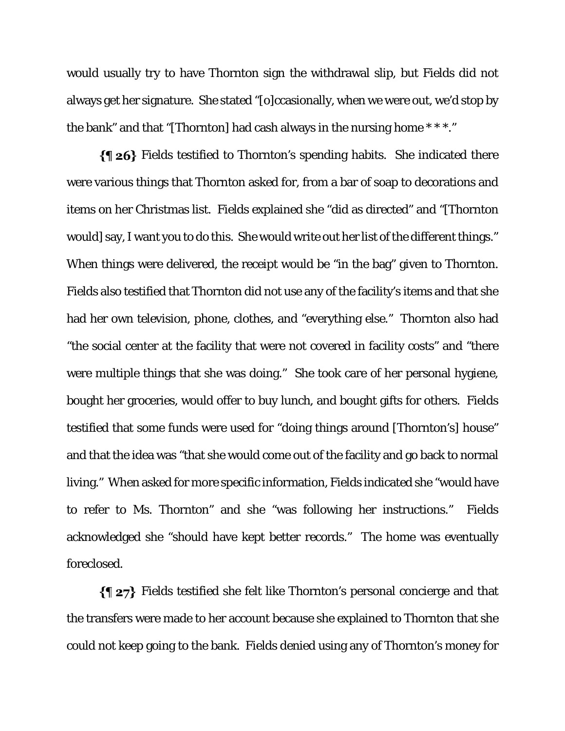would usually try to have Thornton sign the withdrawal slip, but Fields did not always get her signature. She stated "[o]ccasionally, when we were out, we'd stop by the bank" and that "[Thornton] had cash always in the nursing home * * *."

**{¶ 26}** Fields testified to Thornton's spending habits. She indicated there were various things that Thornton asked for, from a bar of soap to decorations and items on her Christmas list. Fields explained she "did as directed" and "[Thornton would] say, I want you to do this. She would write out her list of the different things." When things were delivered, the receipt would be "in the bag" given to Thornton. Fields also testified that Thornton did not use any of the facility's items and that she had her own television, phone, clothes, and "everything else." Thornton also had "the social center at the facility that were not covered in facility costs" and "there were multiple things that she was doing." She took care of her personal hygiene, bought her groceries, would offer to buy lunch, and bought gifts for others. Fields testified that some funds were used for "doing things around [Thornton's] house" and that the idea was "that she would come out of the facility and go back to normal living." When asked for more specific information, Fields indicated she "would have to refer to Ms. Thornton" and she "was following her instructions." Fields acknowledged she "should have kept better records." The home was eventually foreclosed.

**{¶ 27}** Fields testified she felt like Thornton's personal concierge and that the transfers were made to her account because she explained to Thornton that she could not keep going to the bank. Fields denied using any of Thornton's money for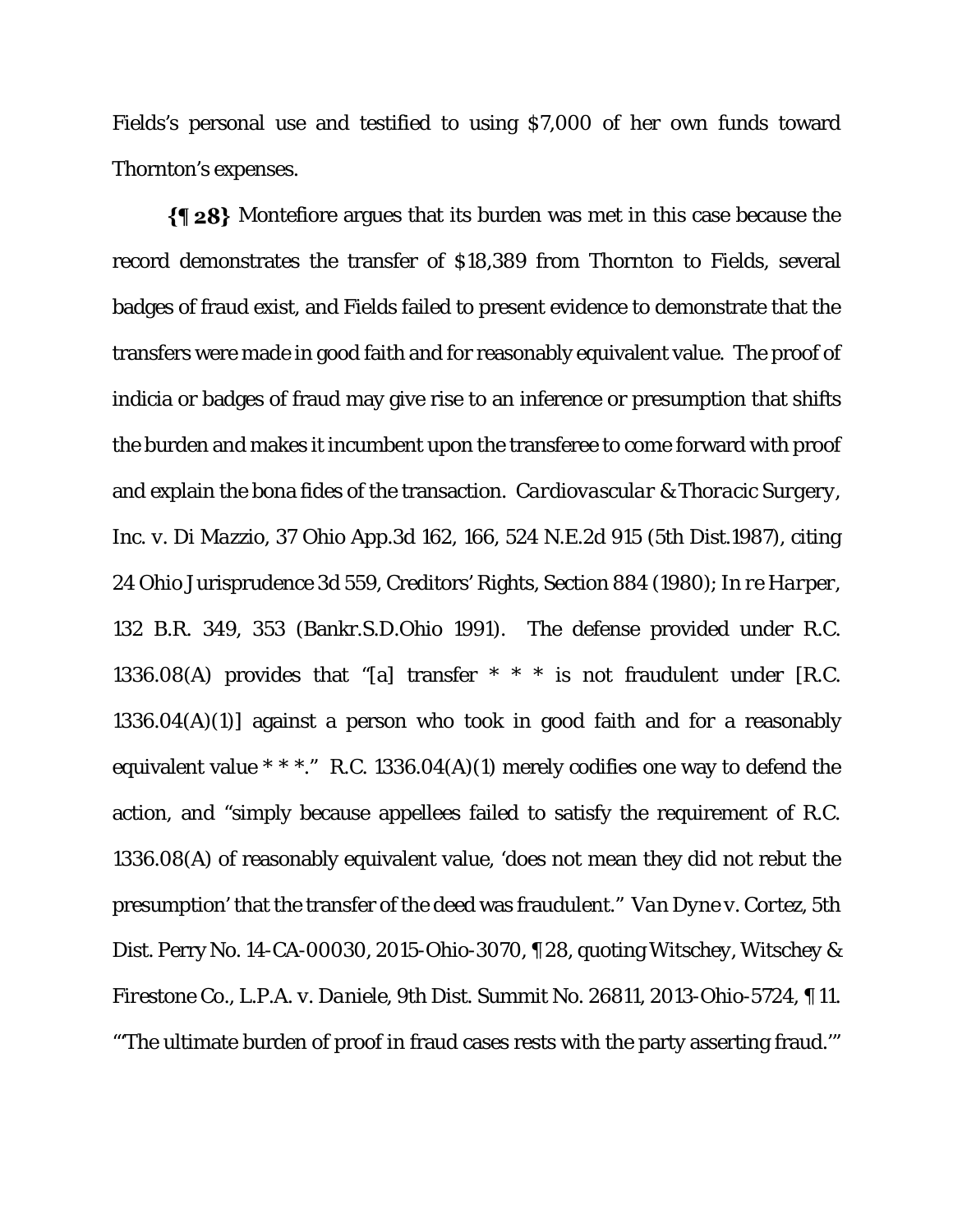Fields's personal use and testified to using $7,000 of her own funds toward Thornton's expenses.

**{¶ 28}** Montefiore argues that its burden was met in this case because the record demonstrates the transfer of $18,389 from Thornton to Fields, several badges of fraud exist, and Fields failed to present evidence to demonstrate that the transfers were made in good faith and for reasonably equivalent value. The proof of indicia or badges of fraud may give rise to an inference or presumption that shifts the burden and makes it incumbent upon the transferee to come forward with proof and explain the bona fides of the transaction. *Cardiovascular & Thoracic Surgery, Inc. v. Di Mazzio*, 37 Ohio App.3d 162, 166, 524 N.E.2d 915 (5th Dist.1987), citing 24 Ohio Jurisprudence 3d 559, Creditors' Rights, Section 884 (1980); *In re Harper*, 132 B.R. 349, 353 (Bankr.S.D.Ohio 1991). The defense provided under R.C. 1336.08(A) provides that "[a] transfer * * * is not fraudulent under [R.C. 1336.04(A)(1)] against a person who took in good faith and for a reasonably equivalent value * * *." R.C. 1336.04(A)(1) merely codifies one way to defend the action, and "simply because appellees failed to satisfy the requirement of R.C. 1336.08(A) of reasonably equivalent value, 'does not mean they did not rebut the presumption' that the transfer of the deed was fraudulent." *Van Dyne v. Cortez*, 5th Dist. Perry No. 14-CA-00030, 2015-Ohio-3070, ¶ 28, quoting *Witschey, Witschey & Firestone Co., L.P.A. v. Daniele*, 9th Dist. Summit No. 26811, 2013-Ohio-5724, ¶ 11. "'The ultimate burden of proof in fraud cases rests with the party asserting fraud.'"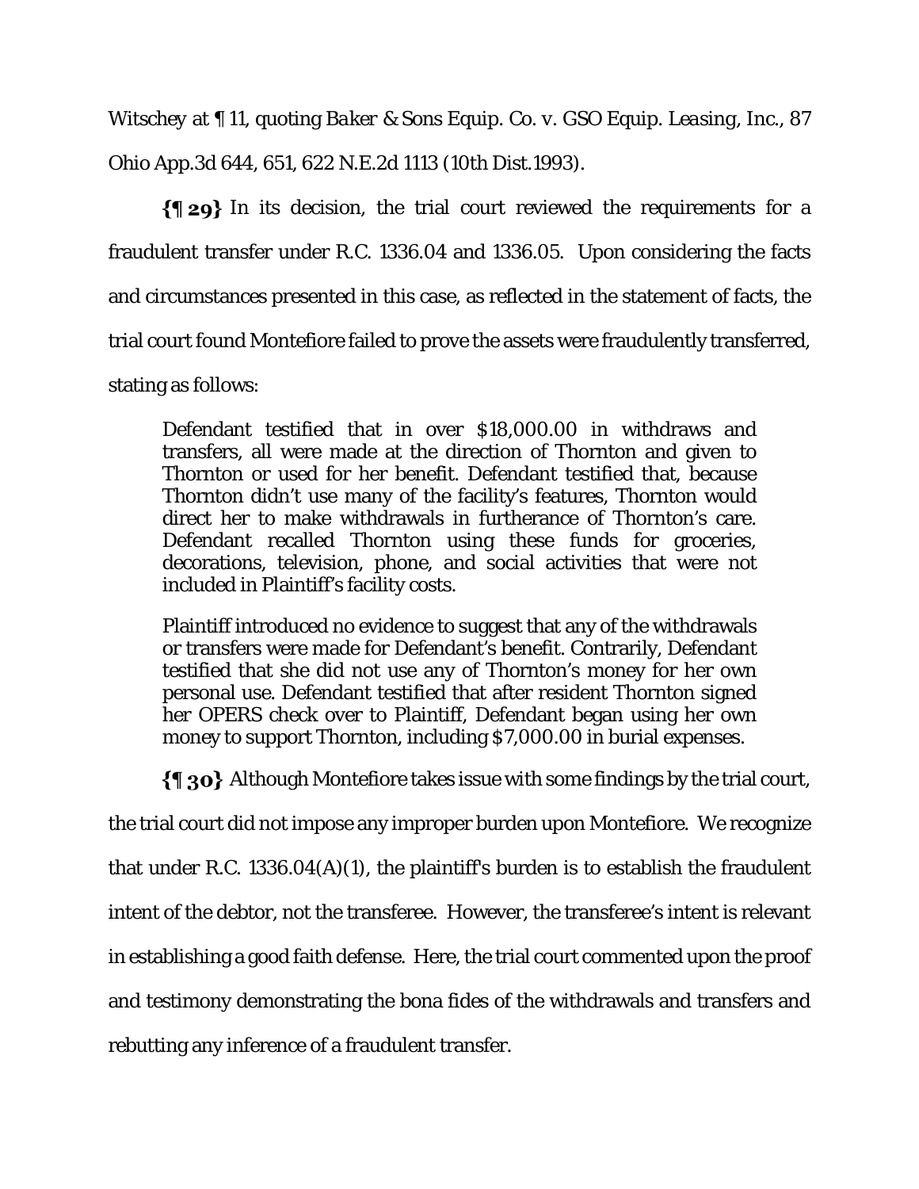*Witschey* at ¶ 11, quoting *Baker & Sons Equip. Co. v. GSO Equip. Leasing, Inc.*, 87 Ohio App.3d 644, 651, 622 N.E.2d 1113 (10th Dist.1993).

**{¶ 29}** In its decision, the trial court reviewed the requirements for a fraudulent transfer under R.C. 1336.04 and 1336.05. Upon considering the facts and circumstances presented in this case, as reflected in the statement of facts, the trial court found Montefiore failed to prove the assets were fraudulently transferred, stating as follows:

> Defendant testified that in over $18,000.00 in withdraws and transfers, all were made at the direction of Thornton and given to Thornton or used for her benefit. Defendant testified that, because Thornton didn't use many of the facility's features, Thornton would direct her to make withdrawals in furtherance of Thornton's care. Defendant recalled Thornton using these funds for groceries, decorations, television, phone, and social activities that were not included in Plaintiff's facility costs.
>
> Plaintiff introduced no evidence to suggest that any of the withdrawals or transfers were made for Defendant's benefit. Contrarily, Defendant testified that she did not use any of Thornton's money for her own personal use. Defendant testified that after resident Thornton signed her OPERS check over to Plaintiff, Defendant began using her own money to support Thornton, including $7,000.00 in burial expenses.

**{¶ 30}** Although Montefiore takes issue with some findings by the trial court, the trial court did not impose any improper burden upon Montefiore. We recognize that under R.C. 1336.04(A)(1), the plaintiff's burden is to establish the fraudulent intent of the debtor, not the transferee. However, the transferee's intent is relevant in establishing a good faith defense. Here, the trial court commented upon the proof and testimony demonstrating the bona fides of the withdrawals and transfers and rebutting any inference of a fraudulent transfer.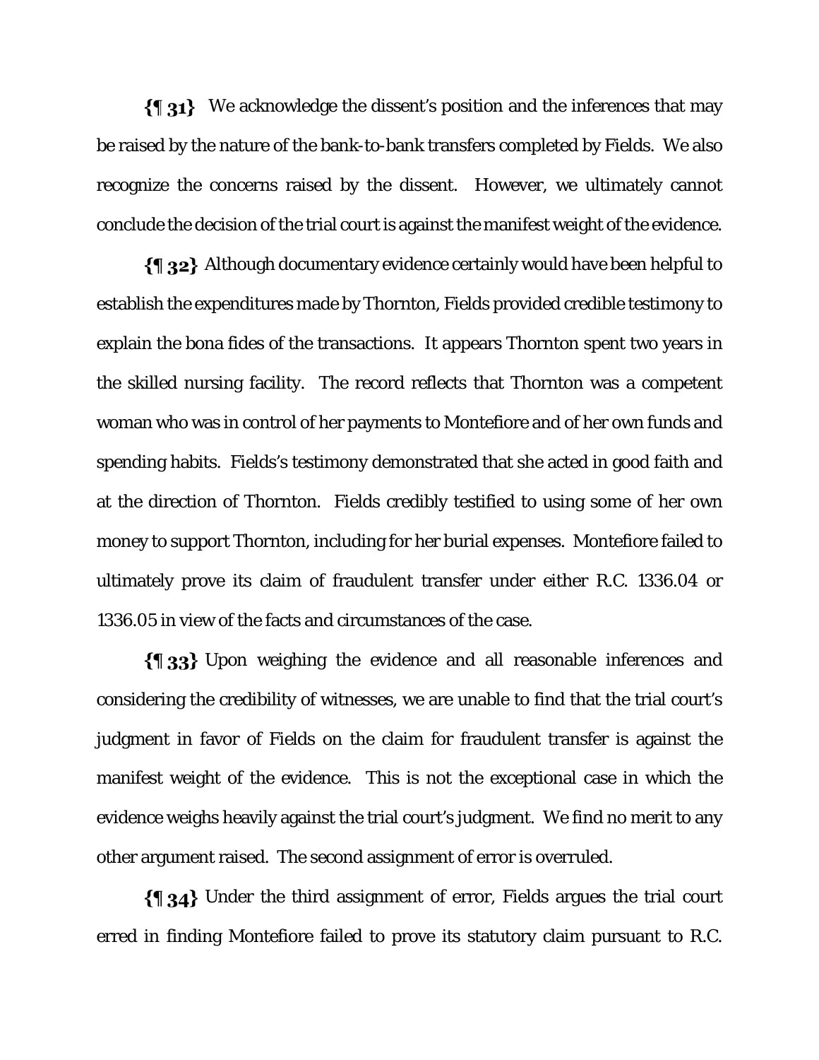{¶ 31} We acknowledge the dissent's position and the inferences that may be raised by the nature of the bank-to-bank transfers completed by Fields. We also recognize the concerns raised by the dissent. However, we ultimately cannot conclude the decision of the trial court is against the manifest weight of the evidence.

{¶ 32} Although documentary evidence certainly would have been helpful to establish the expenditures made by Thornton, Fields provided credible testimony to explain the bona fides of the transactions. It appears Thornton spent two years in the skilled nursing facility. The record reflects that Thornton was a competent woman who was in control of her payments to Montefiore and of her own funds and spending habits. Fields's testimony demonstrated that she acted in good faith and at the direction of Thornton. Fields credibly testified to using some of her own money to support Thornton, including for her burial expenses. Montefiore failed to ultimately prove its claim of fraudulent transfer under either R.C. 1336.04 or 1336.05 in view of the facts and circumstances of the case.

{¶ 33} Upon weighing the evidence and all reasonable inferences and considering the credibility of witnesses, we are unable to find that the trial court's judgment in favor of Fields on the claim for fraudulent transfer is against the manifest weight of the evidence. This is not the exceptional case in which the evidence weighs heavily against the trial court's judgment. We find no merit to any other argument raised. The second assignment of error is overruled.

{¶ 34} Under the third assignment of error, Fields argues the trial court erred in finding Montefiore failed to prove its statutory claim pursuant to R.C.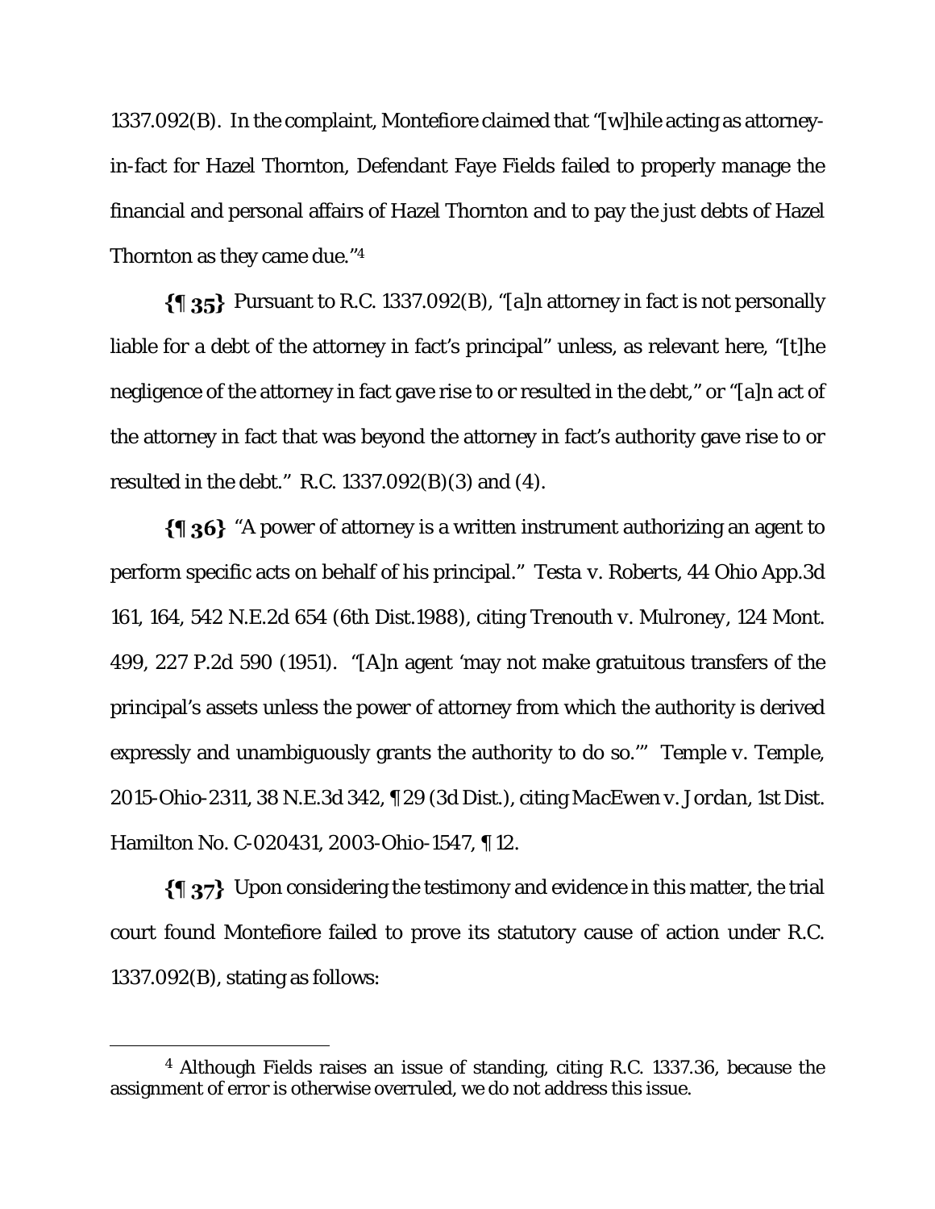1337.092(B). In the complaint, Montefiore claimed that "[w]hile acting as attorney-in-fact for Hazel Thornton, Defendant Faye Fields failed to properly manage the financial and personal affairs of Hazel Thornton and to pay the just debts of Hazel Thornton as they came due."[4]

**{¶ 35}** Pursuant to R.C. 1337.092(B), "[a]n attorney in fact is not personally liable for a debt of the attorney in fact's principal" unless, as relevant here, "[t]he negligence of the attorney in fact gave rise to or resulted in the debt," or "[a]n act of the attorney in fact that was beyond the attorney in fact's authority gave rise to or resulted in the debt." R.C. 1337.092(B)(3) and (4).

**{¶ 36}** "A power of attorney is a written instrument authorizing an agent to perform specific acts on behalf of his principal." *Testa v. Roberts*, 44 Ohio App.3d 161, 164, 542 N.E.2d 654 (6th Dist.1988), citing *Trenouth v. Mulroney*, 124 Mont. 499, 227 P.2d 590 (1951). "[A]n agent 'may not make gratuitous transfers of the principal's assets unless the power of attorney from which the authority is derived expressly and unambiguously grants the authority to do so.'" *Temple v. Temple*, 2015-Ohio-2311, 38 N.E.3d 342, ¶ 29 (3d Dist.), citing *MacEwen v. Jordan*, 1st Dist. Hamilton No. C-020431, 2003-Ohio-1547, ¶ 12.

**{¶ 37}** Upon considering the testimony and evidence in this matter, the trial court found Montefiore failed to prove its statutory cause of action under R.C. 1337.092(B), stating as follows:

---

[4] Although Fields raises an issue of standing, citing R.C. 1337.36, because the assignment of error is otherwise overruled, we do not address this issue.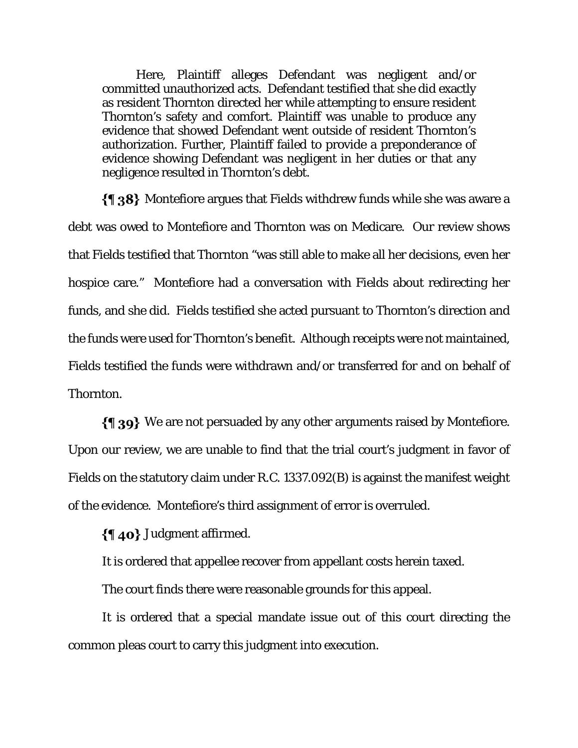> Here, Plaintiff alleges Defendant was negligent and/or committed unauthorized acts. Defendant testified that she did exactly as resident Thornton directed her while attempting to ensure resident Thornton's safety and comfort. Plaintiff was unable to produce any evidence that showed Defendant went outside of resident Thornton's authorization. Further, Plaintiff failed to provide a preponderance of evidence showing Defendant was negligent in her duties or that any negligence resulted in Thornton's debt.

**{¶ 38}** Montefiore argues that Fields withdrew funds while she was aware a debt was owed to Montefiore and Thornton was on Medicare. Our review shows that Fields testified that Thornton "was still able to make all her decisions, even her hospice care." Montefiore had a conversation with Fields about redirecting her funds, and she did. Fields testified she acted pursuant to Thornton's direction and the funds were used for Thornton's benefit. Although receipts were not maintained, Fields testified the funds were withdrawn and/or transferred for and on behalf of Thornton.

**{¶ 39}** We are not persuaded by any other arguments raised by Montefiore. Upon our review, we are unable to find that the trial court's judgment in favor of Fields on the statutory claim under R.C. 1337.092(B) is against the manifest weight of the evidence. Montefiore's third assignment of error is overruled.

**{¶ 40}** Judgment affirmed.

It is ordered that appellee recover from appellant costs herein taxed.

The court finds there were reasonable grounds for this appeal.

It is ordered that a special mandate issue out of this court directing the common pleas court to carry this judgment into execution.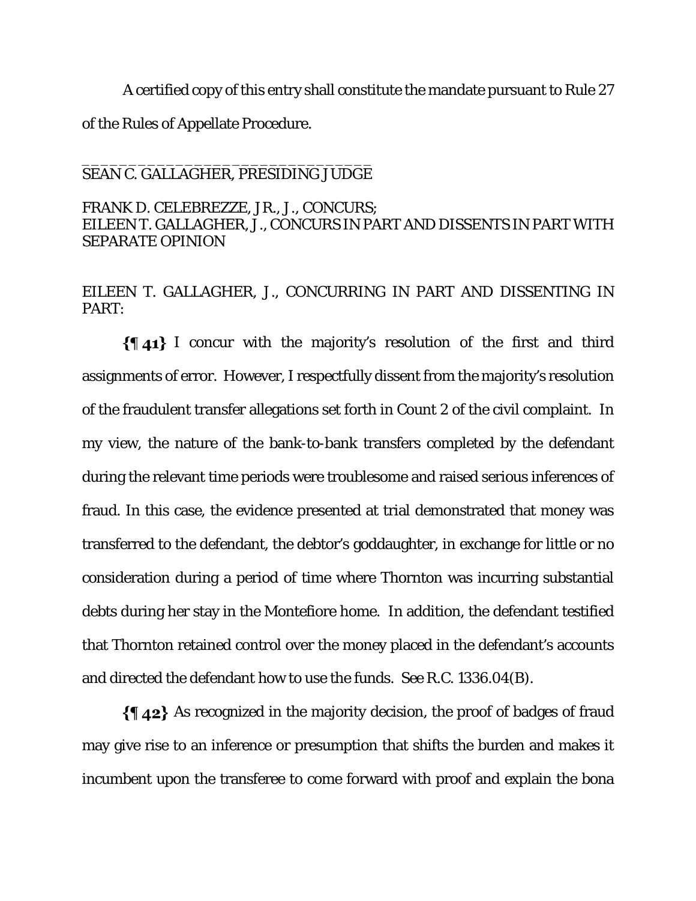A certified copy of this entry shall constitute the mandate pursuant to Rule 27 of the Rules of Appellate Procedure.

______________________________
SEAN C. GALLAGHER, PRESIDING JUDGE

FRANK D. CELEBREZZE, JR., J., CONCURS;
EILEEN T. GALLAGHER, J., CONCURS IN PART AND DISSENTS IN PART WITH SEPARATE OPINION

EILEEN T. GALLAGHER, J., CONCURRING IN PART AND DISSENTING IN PART:

**{¶ 41}** I concur with the majority's resolution of the first and third assignments of error. However, I respectfully dissent from the majority's resolution of the fraudulent transfer allegations set forth in Count 2 of the civil complaint. In my view, the nature of the bank-to-bank transfers completed by the defendant during the relevant time periods were troublesome and raised serious inferences of fraud. In this case, the evidence presented at trial demonstrated that money was transferred to the defendant, the debtor's goddaughter, in exchange for little or no consideration during a period of time where Thornton was incurring substantial debts during her stay in the Montefiore home. In addition, the defendant testified that Thornton retained control over the money placed in the defendant's accounts and directed the defendant how to use the funds. See R.C. 1336.04(B).

**{¶ 42}** As recognized in the majority decision, the proof of badges of fraud may give rise to an inference or presumption that shifts the burden and makes it incumbent upon the transferee to come forward with proof and explain the bona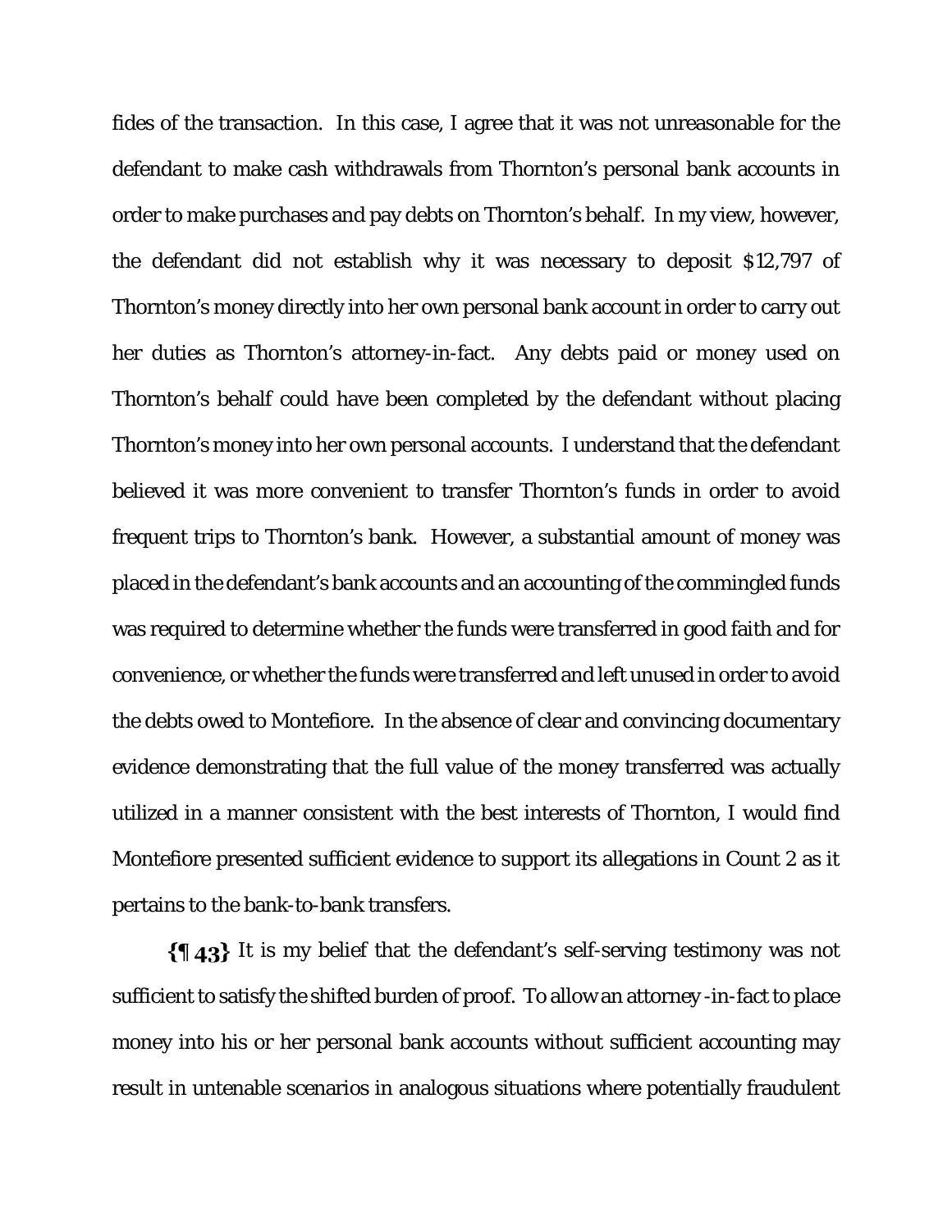fides of the transaction. In this case, I agree that it was not unreasonable for the defendant to make cash withdrawals from Thornton's personal bank accounts in order to make purchases and pay debts on Thornton's behalf. In my view, however, the defendant did not establish why it was necessary to deposit $12,797 of Thornton's money directly into her own personal bank account in order to carry out her duties as Thornton's attorney-in-fact. Any debts paid or money used on Thornton's behalf could have been completed by the defendant without placing Thornton's money into her own personal accounts. I understand that the defendant believed it was more convenient to transfer Thornton's funds in order to avoid frequent trips to Thornton's bank. However, a substantial amount of money was placed in the defendant's bank accounts and an accounting of the commingled funds was required to determine whether the funds were transferred in good faith and for convenience, or whether the funds were transferred and left unused in order to avoid the debts owed to Montefiore. In the absence of clear and convincing documentary evidence demonstrating that the full value of the money transferred was actually utilized in a manner consistent with the best interests of Thornton, I would find Montefiore presented sufficient evidence to support its allegations in Count 2 as it pertains to the bank-to-bank transfers.

**{¶ 43}** It is my belief that the defendant's self-serving testimony was not sufficient to satisfy the shifted burden of proof. To allow an attorney -in-fact to place money into his or her personal bank accounts without sufficient accounting may result in untenable scenarios in analogous situations where potentially fraudulent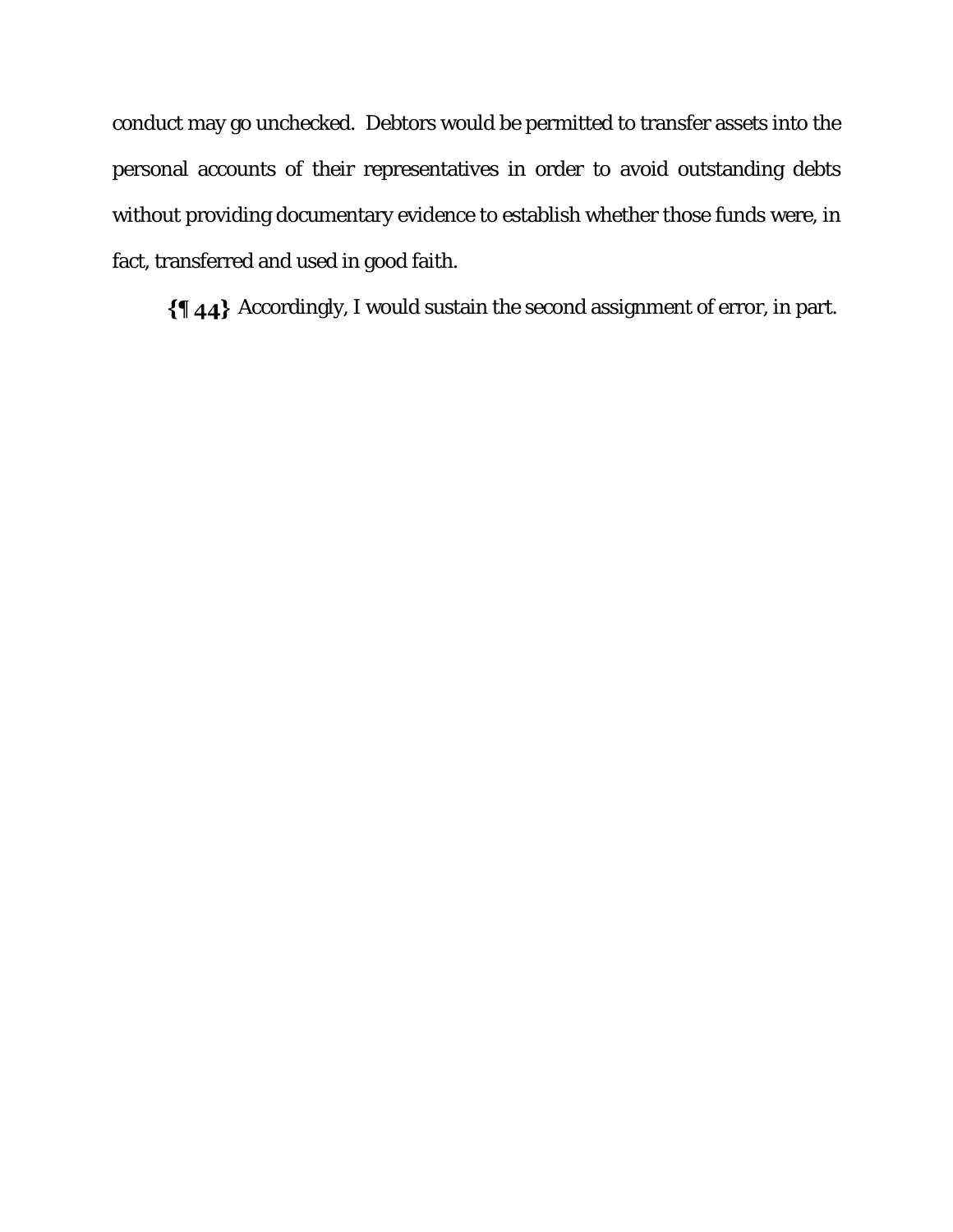conduct may go unchecked. Debtors would be permitted to transfer assets into the personal accounts of their representatives in order to avoid outstanding debts without providing documentary evidence to establish whether those funds were, in fact, transferred and used in good faith.

**{¶ 44}** Accordingly, I would sustain the second assignment of error, in part.